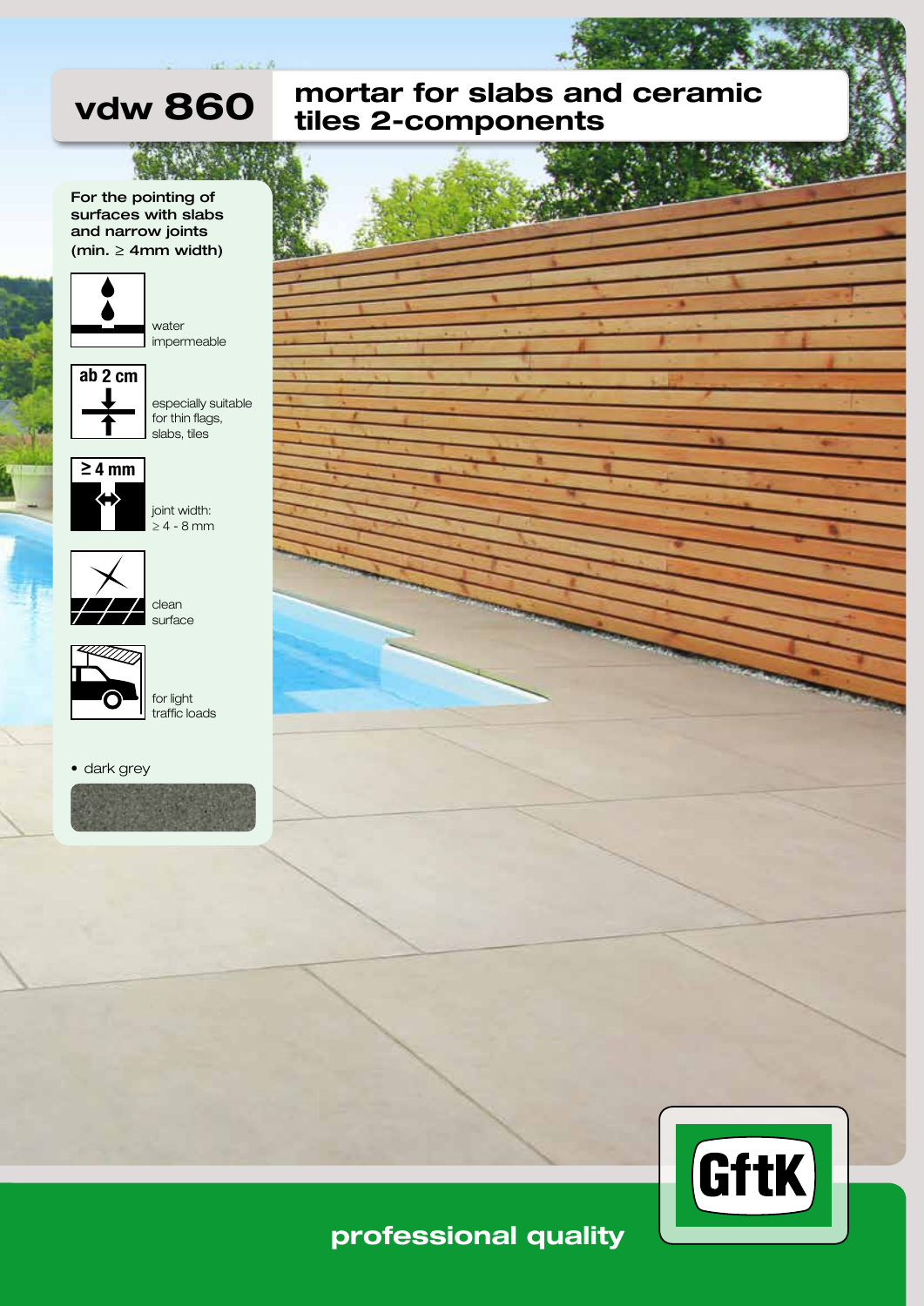# vdw 860 mortar for slabs and ceramic tiles 2-components

**For the pointing of surfaces with slabs and narrow joints (min. ≥ 4mm width)**

ab 2 cm

≥ 4 mm

- water impermeable
- especially suitable for thin flags, slabs, tiles
- joint width: ≥ 4 - 8 mm
- clean surface
- for light traffic loads

• dark grey

GftK

**professional quality**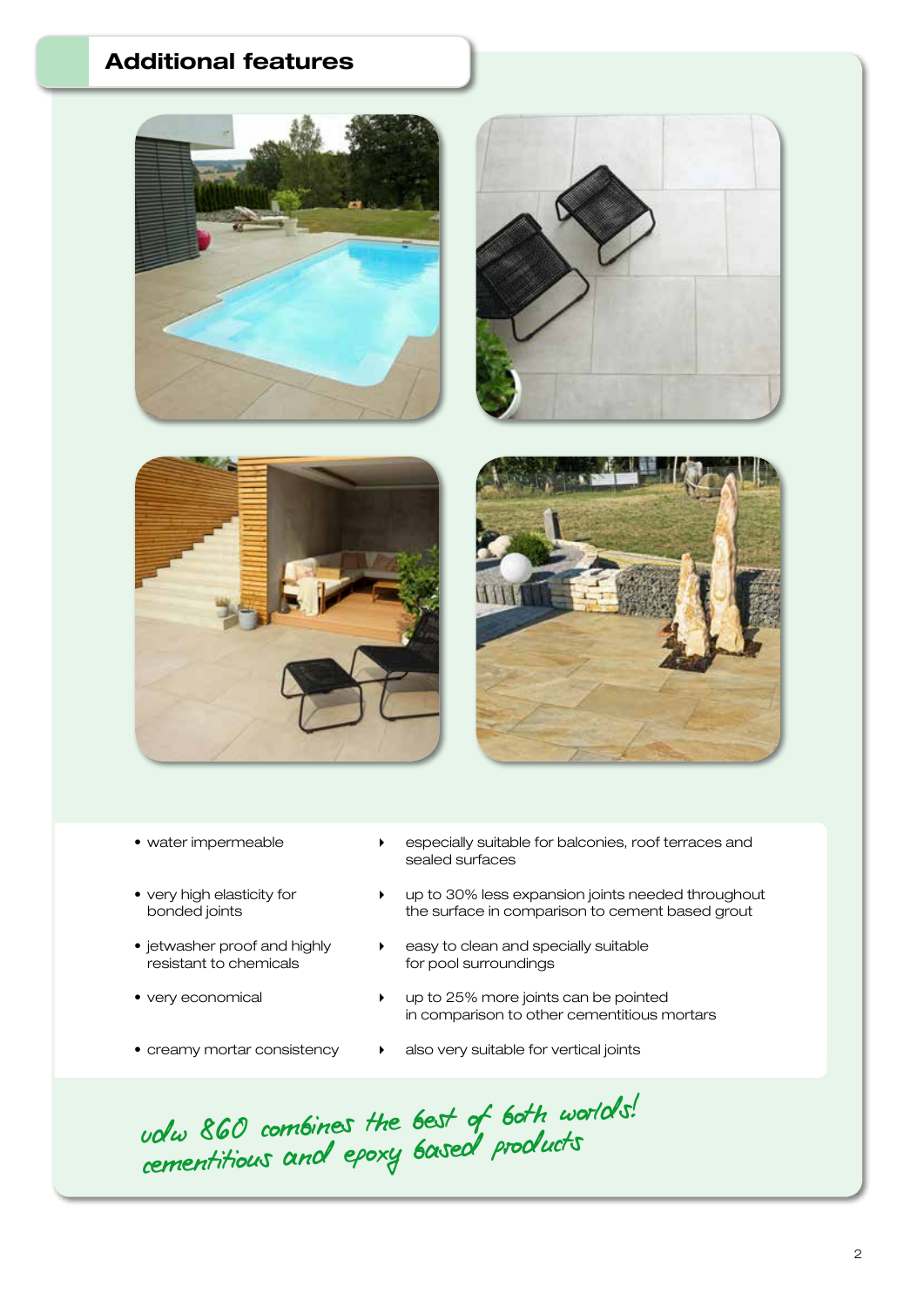## Additional features

| Feature | Benefit |
| --- | --- |
| water impermeable | especially suitable for balconies, roof terraces and sealed surfaces |
| very high elasticity for bonded joints | up to 30% less expansion joints needed throughout the surface in comparison to cement based grout |
| jetwasher proof and highly resistant to chemicals | easy to clean and specially suitable for pool surroundings |
| very economical | up to 25% more joints can be pointed in comparison to other cementitious mortars |
| creamy mortar consistency | also very suitable for vertical joints |

*vdw 860 combines the best of both worlds! cementitious and epoxy based products*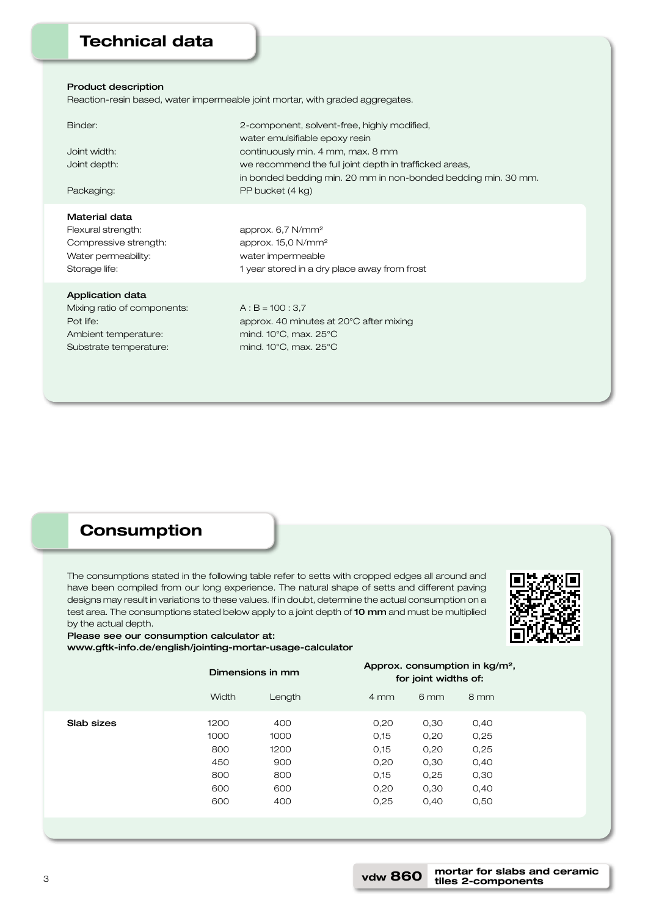## Technical data

**Product description**

Reaction-resin based, water impermeable joint mortar, with graded aggregates.

| | |
|---|---|
| Binder: | 2-component, solvent-free, highly modified, water emulsifiable epoxy resin |
| Joint width: | continuously min. 4 mm, max. 8 mm |
| Joint depth: | we recommend the full joint depth in trafficked areas, in bonded bedding min. 20 mm in non-bonded bedding min. 30 mm. |
| Packaging: | PP bucket (4 kg) |

**Material data**

| | |
|---|---|
| Flexural strength: | approx. 6,7 N/mm² |
| Compressive strength: | approx. 15,0 N/mm² |
| Water permeability: | water impermeable |
| Storage life: | 1 year stored in a dry place away from frost |

**Application data**

| | |
|---|---|
| Mixing ratio of components: | A : B = 100 : 3,7 |
| Pot life: | approx. 40 minutes at 20°C after mixing |
| Ambient temperature: | mind. 10°C, max. 25°C |
| Substrate temperature: | mind. 10°C, max. 25°C |

## Consumption

The consumptions stated in the following table refer to setts with cropped edges all around and have been compiled from our long experience. The natural shape of setts and different paving designs may result in variations to these values. If in doubt, determine the actual consumption on a test area. The consumptions stated below apply to a joint depth of **10 mm** and must be multiplied by the actual depth.

**Please see our consumption calculator at:**
**www.gftk-info.de/english/jointing-mortar-usage-calculator**

| | Dimensions in mm | | Approx. consumption in kg/m², for joint widths of: | | |
|---|---|---|---|---|---|
| | Width | Length | 4 mm | 6 mm | 8 mm |
| **Slab sizes** | 1200 | 400 | 0,20 | 0,30 | 0,40 |
| | 1000 | 1000 | 0,15 | 0,20 | 0,25 |
| | 800 | 1200 | 0,15 | 0,20 | 0,25 |
| | 450 | 900 | 0,20 | 0,30 | 0,40 |
| | 800 | 800 | 0,15 | 0,25 | 0,30 |
| | 600 | 600 | 0,20 | 0,30 | 0,40 |
| | 600 | 400 | 0,25 | 0,40 | 0,50 |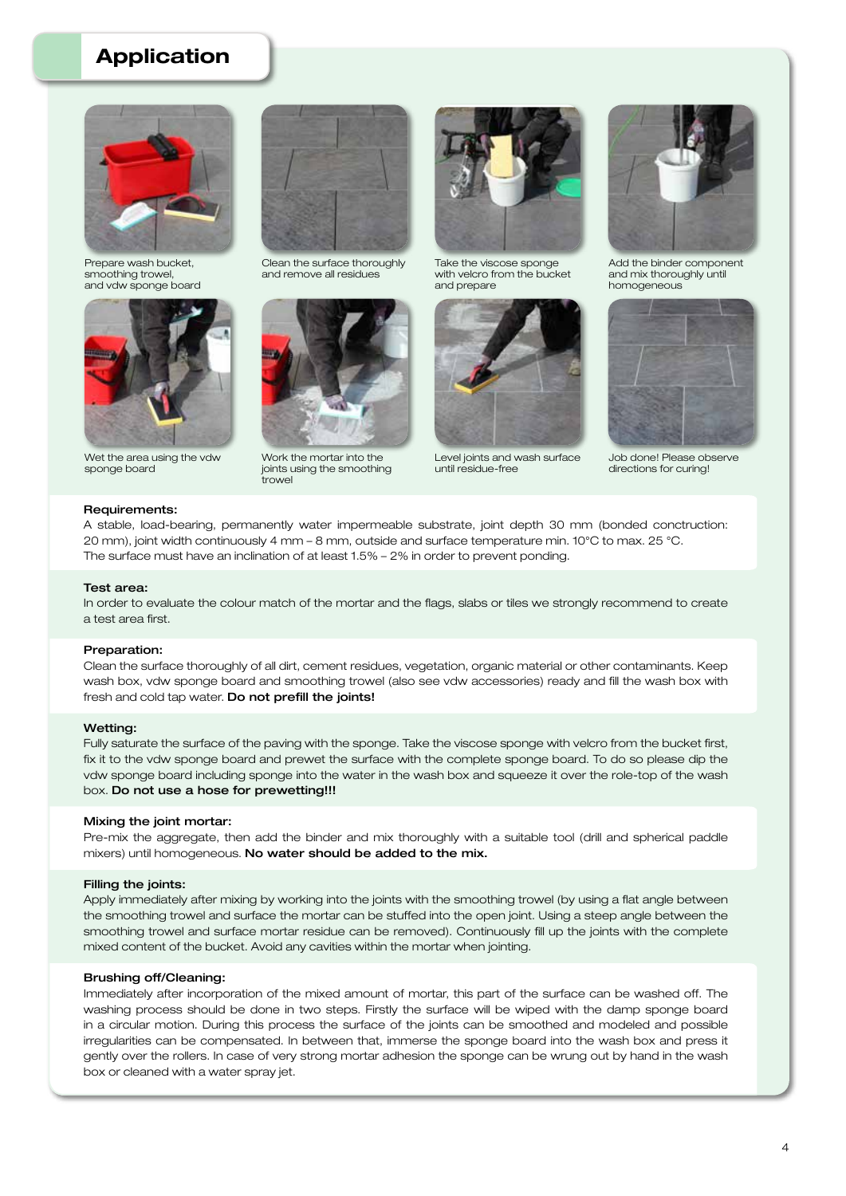## Application

Prepare wash bucket, smoothing trowel, and vdw sponge board

Clean the surface thoroughly and remove all residues

Take the viscose sponge with velcro from the bucket and prepare

Add the binder component and mix thoroughly until homogeneous

Wet the area using the vdw sponge board

Work the mortar into the joints using the smoothing trowel

Level joints and wash surface until residue-free

Job done! Please observe directions for curing!

**Requirements:**
A stable, load-bearing, permanently water impermeable substrate, joint depth 30 mm (bonded conctruction: 20 mm), joint width continuously 4 mm – 8 mm, outside and surface temperature min. 10°C to max. 25 °C.
The surface must have an inclination of at least 1.5% – 2% in order to prevent ponding.

**Test area:**
In order to evaluate the colour match of the mortar and the flags, slabs or tiles we strongly recommend to create a test area first.

**Preparation:**
Clean the surface thoroughly of all dirt, cement residues, vegetation, organic material or other contaminants. Keep wash box, vdw sponge board and smoothing trowel (also see vdw accessories) ready and fill the wash box with fresh and cold tap water. **Do not prefill the joints!**

**Wetting:**
Fully saturate the surface of the paving with the sponge. Take the viscose sponge with velcro from the bucket first, fix it to the vdw sponge board and prewet the surface with the complete sponge board. To do so please dip the vdw sponge board including sponge into the water in the wash box and squeeze it over the role-top of the wash box. **Do not use a hose for prewetting!!!**

**Mixing the joint mortar:**
Pre-mix the aggregate, then add the binder and mix thoroughly with a suitable tool (drill and spherical paddle mixers) until homogeneous. **No water should be added to the mix.**

**Filling the joints:**
Apply immediately after mixing by working into the joints with the smoothing trowel (by using a flat angle between the smoothing trowel and surface the mortar can be stuffed into the open joint. Using a steep angle between the smoothing trowel and surface mortar residue can be removed). Continuously fill up the joints with the complete mixed content of the bucket. Avoid any cavities within the mortar when jointing.

**Brushing off/Cleaning:**
Immediately after incorporation of the mixed amount of mortar, this part of the surface can be washed off. The washing process should be done in two steps. Firstly the surface will be wiped with the damp sponge board in a circular motion. During this process the surface of the joints can be smoothed and modeled and possible irregularities can be compensated. In between that, immerse the sponge board into the wash box and press it gently over the rollers. In case of very strong mortar adhesion the sponge can be wrung out by hand in the wash box or cleaned with a water spray jet.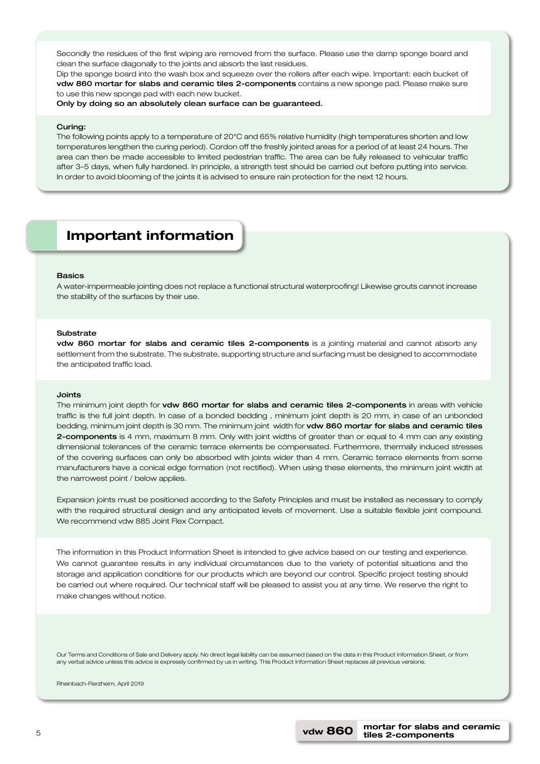Secondly the residues of the first wiping are removed from the surface. Please use the damp sponge board and clean the surface diagonally to the joints and absorb the last residues.
Dip the sponge board into the wash box and squeeze over the rollers after each wipe. Important: each bucket of **vdw 860 mortar for slabs and ceramic tiles 2-components** contains a new sponge pad. Please make sure to use this new sponge pad with each new bucket.
**Only by doing so an absolutely clean surface can be guaranteed.**

**Curing:**
The following points apply to a temperature of 20°C and 65% relative humidity (high temperatures shorten and low temperatures lengthen the curing period). Cordon off the freshly jointed areas for a period of at least 24 hours. The area can then be made accessible to limited pedestrian traffic. The area can be fully released to vehicular traffic after 3–5 days, when fully hardened. In principle, a strength test should be carried out before putting into service. In order to avoid blooming of the joints it is advised to ensure rain protection for the next 12 hours.

## Important information

**Basics**
A water-impermeable jointing does not replace a functional structural waterproofing! Likewise grouts cannot increase the stability of the surfaces by their use.

**Substrate**
**vdw 860 mortar for slabs and ceramic tiles 2-components** is a jointing material and cannot absorb any settlement from the substrate. The substrate, supporting structure and surfacing must be designed to accommodate the anticipated traffic load.

**Joints**
The minimum joint depth for **vdw 860 mortar for slabs and ceramic tiles 2-components** in areas with vehicle traffic is the full joint depth. In case of a bonded bedding , minimum joint depth is 20 mm, in case of an unbonded bedding, minimum joint depth is 30 mm. The minimum joint width for **vdw 860 mortar for slabs and ceramic tiles 2-components** is 4 mm, maximum 8 mm. Only with joint widths of greater than or equal to 4 mm can any existing dimensional tolerances of the ceramic terrace elements be compensated. Furthermore, thermally induced stresses of the covering surfaces can only be absorbed with joints wider than 4 mm. Ceramic terrace elements from some manufacturers have a conical edge formation (not rectified). When using these elements, the minimum joint width at the narrowest point / below applies.

Expansion joints must be positioned according to the Safety Principles and must be installed as necessary to comply with the required structural design and any anticipated levels of movement. Use a suitable flexible joint compound. We recommend vdw 885 Joint Flex Compact.

The information in this Product Information Sheet is intended to give advice based on our testing and experience. We cannot guarantee results in any individual circumstances due to the variety of potential situations and the storage and application conditions for our products which are beyond our control. Specific project testing should be carried out where required. Our technical staff will be pleased to assist you at any time. We reserve the right to make changes without notice.

Our Terms and Conditions of Sale and Delivery apply. No direct legal liability can be assumed based on the data in this Product Information Sheet, or from any verbal advice unless this advice is expressly confirmed by us in writing. This Product Information Sheet replaces all previous versions.

Rheinbach-Flerzheim, April 2019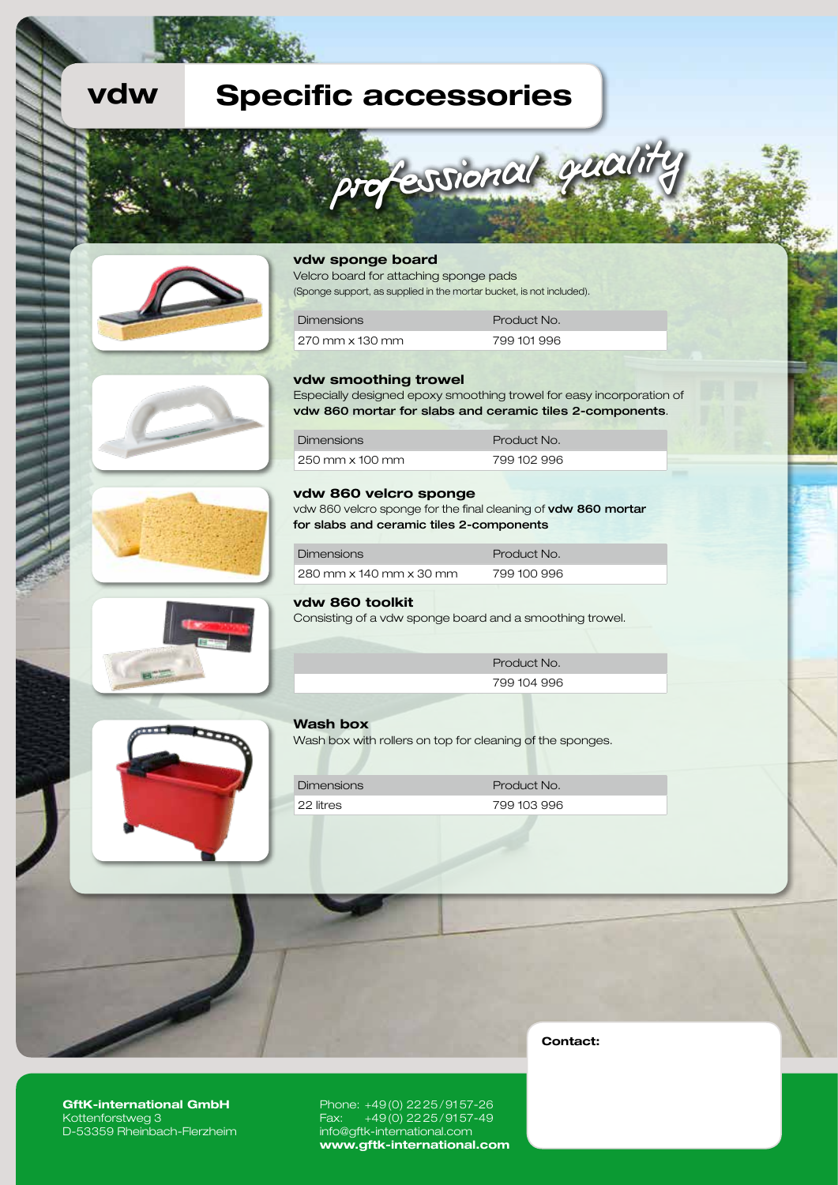# vdw Specific accessories

*professional quality*

### vdw sponge board

Velcro board for attaching sponge pads
(Sponge support, as supplied in the mortar bucket, is not included).

| Dimensions | Product No. |
|---|---|
| 270 mm x 130 mm | 799 101 996 |

### vdw smoothing trowel

Especially designed epoxy smoothing trowel for easy incorporation of **vdw 860 mortar for slabs and ceramic tiles 2-components**.

| Dimensions | Product No. |
|---|---|
| 250 mm x 100 mm | 799 102 996 |

### vdw 860 velcro sponge

vdw 860 velcro sponge for the final cleaning of **vdw 860 mortar for slabs and ceramic tiles 2-components**

| Dimensions | Product No. |
|---|---|
| 280 mm x 140 mm x 30 mm | 799 100 996 |

### vdw 860 toolkit

Consisting of a vdw sponge board and a smoothing trowel.

| | Product No. |
|---|---|
| | 799 104 996 |

### Wash box

Wash box with rollers on top for cleaning of the sponges.

| Dimensions | Product No. |
|---|---|
| 22 litres | 799 103 996 |

**Contact:**

**GftK-international GmbH**
Kottenforstweg 3
D-53359 Rheinbach-Flerzheim

Phone: +49 (0) 22 25 / 91 57-26
Fax: +49 (0) 22 25 / 91 57-49
info@gftk-international.com
**www.gftk-international.com**